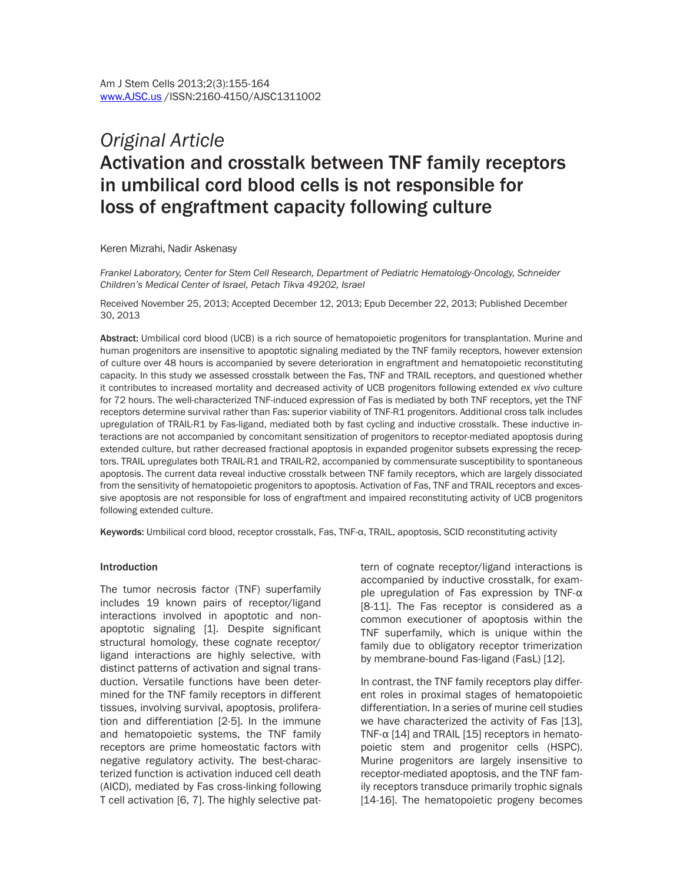Am J Stem Cells 2013;2(3):155-164
www.AJSC.us /ISSN:2160-4150/AJSC1311002

*Original Article*

# Activation and crosstalk between TNF family receptors in umbilical cord blood cells is not responsible for loss of engraftment capacity following culture

Keren Mizrahi, Nadir Askenasy

*Frankel Laboratory, Center for Stem Cell Research, Department of Pediatric Hematology-Oncology, Schneider Children's Medical Center of Israel, Petach Tikva 49202, Israel*

Received November 25, 2013; Accepted December 12, 2013; Epub December 22, 2013; Published December 30, 2013

**Abstract:** Umbilical cord blood (UCB) is a rich source of hematopoietic progenitors for transplantation. Murine and human progenitors are insensitive to apoptotic signaling mediated by the TNF family receptors, however extension of culture over 48 hours is accompanied by severe deterioration in engraftment and hematopoietic reconstituting capacity. In this study we assessed crosstalk between the Fas, TNF and TRAIL receptors, and questioned whether it contributes to increased mortality and decreased activity of UCB progenitors following extended *ex vivo* culture for 72 hours. The well-characterized TNF-induced expression of Fas is mediated by both TNF receptors, yet the TNF receptors determine survival rather than Fas: superior viability of TNF-R1 progenitors. Additional cross talk includes upregulation of TRAIL-R1 by Fas-ligand, mediated both by fast cycling and inductive crosstalk. These inductive interactions are not accompanied by concomitant sensitization of progenitors to receptor-mediated apoptosis during extended culture, but rather decreased fractional apoptosis in expanded progenitor subsets expressing the receptors. TRAIL upregulates both TRAIL-R1 and TRAIL-R2, accompanied by commensurate susceptibility to spontaneous apoptosis. The current data reveal inductive crosstalk between TNF family receptors, which are largely dissociated from the sensitivity of hematopoietic progenitors to apoptosis. Activation of Fas, TNF and TRAIL receptors and excessive apoptosis are not responsible for loss of engraftment and impaired reconstituting activity of UCB progenitors following extended culture.

**Keywords:** Umbilical cord blood, receptor crosstalk, Fas, TNF-α, TRAIL, apoptosis, SCID reconstituting activity

## Introduction

The tumor necrosis factor (TNF) superfamily includes 19 known pairs of receptor/ligand interactions involved in apoptotic and non-apoptotic signaling [1]. Despite significant structural homology, these cognate receptor/ligand interactions are highly selective, with distinct patterns of activation and signal transduction. Versatile functions have been determined for the TNF family receptors in different tissues, involving survival, apoptosis, proliferation and differentiation [2-5]. In the immune and hematopoietic systems, the TNF family receptors are prime homeostatic factors with negative regulatory activity. The best-characterized function is activation induced cell death (AICD), mediated by Fas cross-linking following T cell activation [6, 7]. The highly selective pattern of cognate receptor/ligand interactions is accompanied by inductive crosstalk, for example upregulation of Fas expression by TNF-α [8-11]. The Fas receptor is considered as a common executioner of apoptosis within the TNF superfamily, which is unique within the family due to obligatory receptor trimerization by membrane-bound Fas-ligand (FasL) [12].

In contrast, the TNF family receptors play different roles in proximal stages of hematopoietic differentiation. In a series of murine cell studies we have characterized the activity of Fas [13], TNF-α [14] and TRAIL [15] receptors in hematopoietic stem and progenitor cells (HSPC). Murine progenitors are largely insensitive to receptor-mediated apoptosis, and the TNF family receptors transduce primarily trophic signals [14-16]. The hematopoietic progeny becomes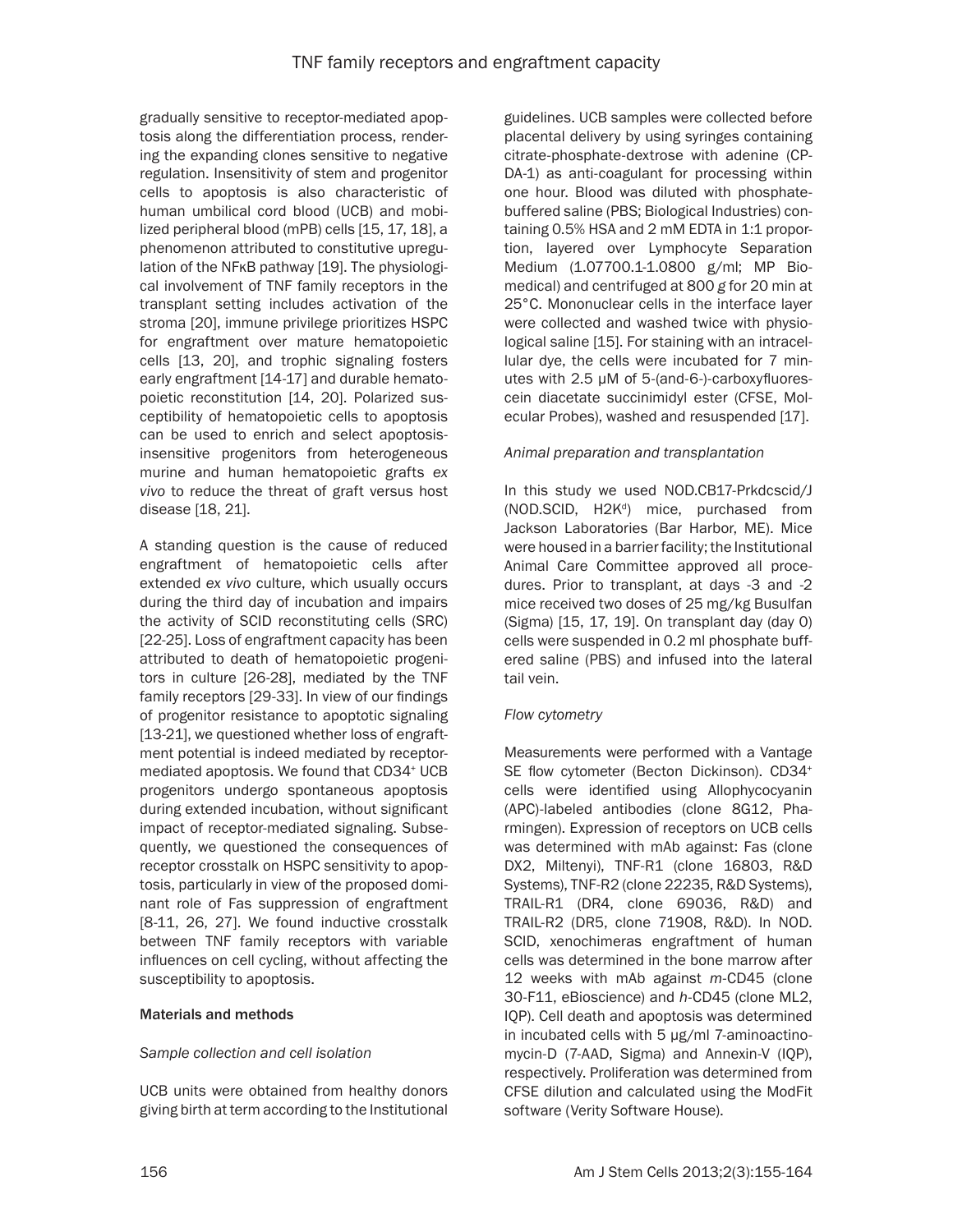gradually sensitive to receptor-mediated apoptosis along the differentiation process, rendering the expanding clones sensitive to negative regulation. Insensitivity of stem and progenitor cells to apoptosis is also characteristic of human umbilical cord blood (UCB) and mobilized peripheral blood (mPB) cells [15, 17, 18], a phenomenon attributed to constitutive upregulation of the NFκB pathway [19]. The physiological involvement of TNF family receptors in the transplant setting includes activation of the stroma [20], immune privilege prioritizes HSPC for engraftment over mature hematopoietic cells [13, 20], and trophic signaling fosters early engraftment [14-17] and durable hematopoietic reconstitution [14, 20]. Polarized susceptibility of hematopoietic cells to apoptosis can be used to enrich and select apoptosis-insensitive progenitors from heterogeneous murine and human hematopoietic grafts *ex vivo* to reduce the threat of graft versus host disease [18, 21].

A standing question is the cause of reduced engraftment of hematopoietic cells after extended *ex vivo* culture, which usually occurs during the third day of incubation and impairs the activity of SCID reconstituting cells (SRC) [22-25]. Loss of engraftment capacity has been attributed to death of hematopoietic progenitors in culture [26-28], mediated by the TNF family receptors [29-33]. In view of our findings of progenitor resistance to apoptotic signaling [13-21], we questioned whether loss of engraftment potential is indeed mediated by receptor-mediated apoptosis. We found that CD34$^+$ UCB progenitors undergo spontaneous apoptosis during extended incubation, without significant impact of receptor-mediated signaling. Subsequently, we questioned the consequences of receptor crosstalk on HSPC sensitivity to apoptosis, particularly in view of the proposed dominant role of Fas suppression of engraftment [8-11, 26, 27]. We found inductive crosstalk between TNF family receptors with variable influences on cell cycling, without affecting the susceptibility to apoptosis.

## Materials and methods

### *Sample collection and cell isolation*

UCB units were obtained from healthy donors giving birth at term according to the Institutional guidelines. UCB samples were collected before placental delivery by using syringes containing citrate-phosphate-dextrose with adenine (CPDA-1) as anti-coagulant for processing within one hour. Blood was diluted with phosphate-buffered saline (PBS; Biological Industries) containing 0.5% HSA and 2 mM EDTA in 1:1 proportion, layered over Lymphocyte Separation Medium (1.07700.1-1.0800 g/ml; MP Biomedical) and centrifuged at 800 *g* for 20 min at 25°C. Mononuclear cells in the interface layer were collected and washed twice with physiological saline [15]. For staining with an intracellular dye, the cells were incubated for 7 minutes with 2.5 μM of 5-(and-6-)-carboxyfluorescein diacetate succinimidyl ester (CFSE, Molecular Probes), washed and resuspended [17].

### *Animal preparation and transplantation*

In this study we used NOD.CB17-Prkdcscid/J (NOD.SCID, H2K$^d$) mice, purchased from Jackson Laboratories (Bar Harbor, ME). Mice were housed in a barrier facility; the Institutional Animal Care Committee approved all procedures. Prior to transplant, at days -3 and -2 mice received two doses of 25 mg/kg Busulfan (Sigma) [15, 17, 19]. On transplant day (day 0) cells were suspended in 0.2 ml phosphate buffered saline (PBS) and infused into the lateral tail vein.

### *Flow cytometry*

Measurements were performed with a Vantage SE flow cytometer (Becton Dickinson). CD34$^+$ cells were identified using Allophycocyanin (APC)-labeled antibodies (clone 8G12, Pharmingen). Expression of receptors on UCB cells was determined with mAb against: Fas (clone DX2, Miltenyi), TNF-R1 (clone 16803, R&D Systems), TNF-R2 (clone 22235, R&D Systems), TRAIL-R1 (DR4, clone 69036, R&D) and TRAIL-R2 (DR5, clone 71908, R&D). In NOD.SCID, xenochimeras engraftment of human cells was determined in the bone marrow after 12 weeks with mAb against *m*-CD45 (clone 30-F11, eBioscience) and *h*-CD45 (clone ML2, IQP). Cell death and apoptosis was determined in incubated cells with 5 μg/ml 7-aminoactinomycin-D (7-AAD, Sigma) and Annexin-V (IQP), respectively. Proliferation was determined from CFSE dilution and calculated using the ModFit software (Verity Software House).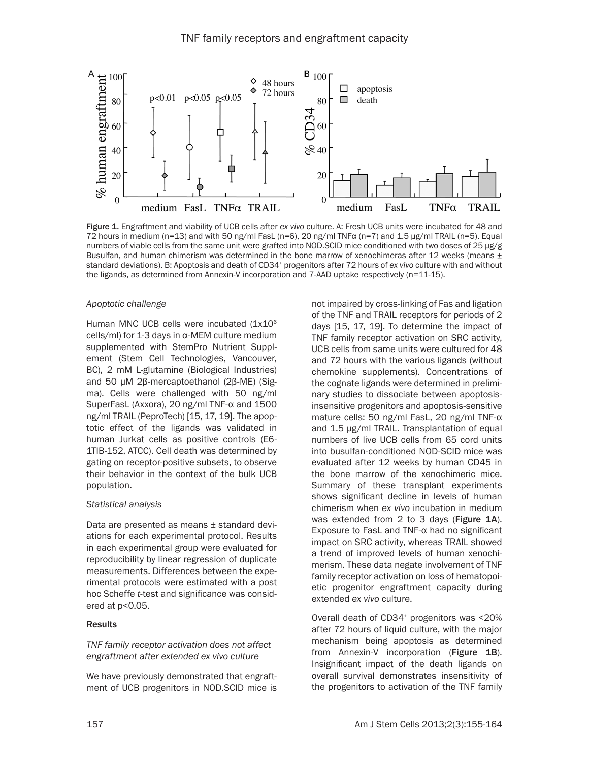A

% human engraftment

100

80

60

40

20

0

p<0.01 p<0.05 p<0.05

◇ 48 hours

◆ 72 hours

medium FasL TNFα TRAIL

B

% CD34

100

80

60

40

20

0

□ apoptosis

■ death

medium FasL TNFα TRAIL

Figure 1. Engraftment and viability of UCB cells after *ex vivo* culture. A: Fresh UCB units were incubated for 48 and 72 hours in medium (n=13) and with 50 ng/ml FasL (n=6), 20 ng/ml TNFα (n=7) and 1.5 μg/ml TRAIL (n=5). Equal numbers of viable cells from the same unit were grafted into NOD.SCID mice conditioned with two doses of 25 μg/g Busulfan, and human chimerism was determined in the bone marrow of xenochimeras after 12 weeks (means ± standard deviations). B: Apoptosis and death of CD34$^+$ progenitors after 72 hours of *ex vivo* culture with and without the ligands, as determined from Annexin-V incorporation and 7-AAD uptake respectively (n=11-15).

*Apoptotic challenge*

Human MNC UCB cells were incubated ($1x10^6$ cells/ml) for 1-3 days in α-MEM culture medium supplemented with StemPro Nutrient Supplement (Stem Cell Technologies, Vancouver, BC), 2 mM L-glutamine (Biological Industries) and 50 μM 2β-mercaptoethanol (2β-ME) (Sigma). Cells were challenged with 50 ng/ml SuperFasL (Axxora), 20 ng/ml TNF-α and 1500 ng/ml TRAIL (PeproTech) [15, 17, 19]. The apoptotic effect of the ligands was validated in human Jurkat cells as positive controls (E6-1TIB-152, ATCC). Cell death was determined by gating on receptor-positive subsets, to observe their behavior in the context of the bulk UCB population.

*Statistical analysis*

Data are presented as means ± standard deviations for each experimental protocol. Results in each experimental group were evaluated for reproducibility by linear regression of duplicate measurements. Differences between the experimental protocols were estimated with a post hoc Scheffe *t*-test and significance was considered at p<0.05.

## Results

*TNF family receptor activation does not affect engraftment after extended ex vivo culture*

We have previously demonstrated that engraftment of UCB progenitors in NOD.SCID mice is not impaired by cross-linking of Fas and ligation of the TNF and TRAIL receptors for periods of 2 days [15, 17, 19]. To determine the impact of TNF family receptor activation on SRC activity, UCB cells from same units were cultured for 48 and 72 hours with the various ligands (without chemokine supplements). Concentrations of the cognate ligands were determined in preliminary studies to dissociate between apoptosis-insensitive progenitors and apoptosis-sensitive mature cells: 50 ng/ml FasL, 20 ng/ml TNF-α and 1.5 μg/ml TRAIL. Transplantation of equal numbers of live UCB cells from 65 cord units into busulfan-conditioned NOD-SCID mice was evaluated after 12 weeks by human CD45 in the bone marrow of the xenochimeric mice. Summary of these transplant experiments shows significant decline in levels of human chimerism when *ex vivo* incubation in medium was extended from 2 to 3 days (**Figure 1A**). Exposure to FasL and TNF-α had no significant impact on SRC activity, whereas TRAIL showed a trend of improved levels of human xenochimerism. These data negate involvement of TNF family receptor activation on loss of hematopoietic progenitor engraftment capacity during extended *ex vivo* culture.

Overall death of CD34$^+$ progenitors was <20% after 72 hours of liquid culture, with the major mechanism being apoptosis as determined from Annexin-V incorporation (**Figure 1B**). Insignificant impact of the death ligands on overall survival demonstrates insensitivity of the progenitors to activation of the TNF family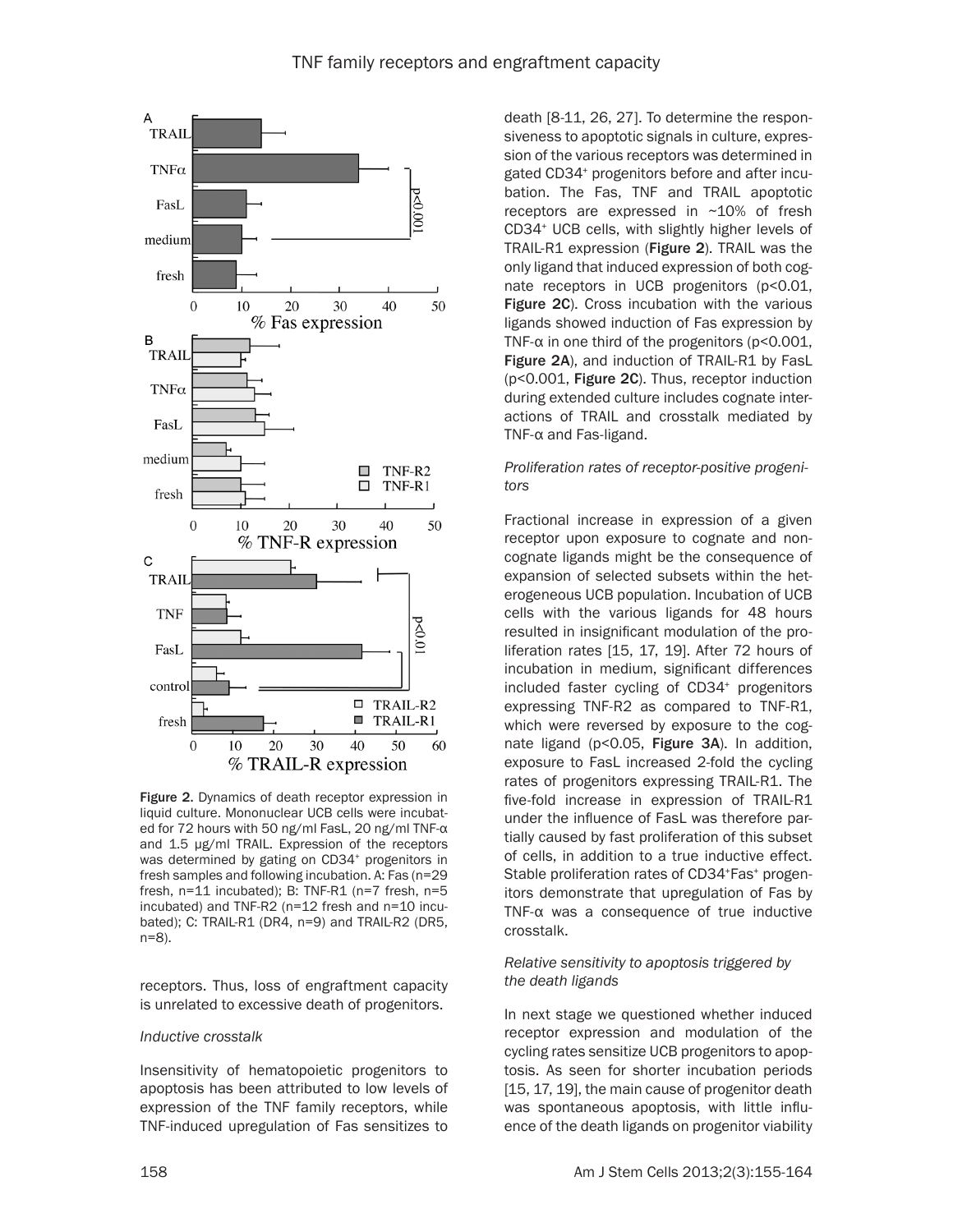A

TRAIL

TNFα

FasL

medium

fresh

p<0.001

0 10 20 30 40 50

% Fas expression

B

TRAIL

TNFα

FasL

medium

fresh

TNF-R2

TNF-R1

0 10 20 30 40 50

% TNF-R expression

C

TRAIL

TNF

FasL

control

fresh

p<0.01

TRAIL-R2

TRAIL-R1

0 10 20 30 40 50 60

% TRAIL-R expression

**Figure 2.** Dynamics of death receptor expression in liquid culture. Mononuclear UCB cells were incubated for 72 hours with 50 ng/ml FasL, 20 ng/ml TNF-α and 1.5 μg/ml TRAIL. Expression of the receptors was determined by gating on CD34⁺ progenitors in fresh samples and following incubation. A: Fas (n=29 fresh, n=11 incubated); B: TNF-R1 (n=7 fresh, n=5 incubated) and TNF-R2 (n=12 fresh and n=10 incubated); C: TRAIL-R1 (DR4, n=9) and TRAIL-R2 (DR5, n=8).

receptors. Thus, loss of engraftment capacity is unrelated to excessive death of progenitors.

*Inductive crosstalk*

Insensitivity of hematopoietic progenitors to apoptosis has been attributed to low levels of expression of the TNF family receptors, while TNF-induced upregulation of Fas sensitizes to death [8-11, 26, 27]. To determine the responsiveness to apoptotic signals in culture, expression of the various receptors was determined in gated CD34⁺ progenitors before and after incubation. The Fas, TNF and TRAIL apoptotic receptors are expressed in ~10% of fresh CD34⁺ UCB cells, with slightly higher levels of TRAIL-R1 expression (**Figure 2**). TRAIL was the only ligand that induced expression of both cognate receptors in UCB progenitors ($p<0.01$, **Figure 2C**). Cross incubation with the various ligands showed induction of Fas expression by TNF-α in one third of the progenitors ($p<0.001$, **Figure 2A**), and induction of TRAIL-R1 by FasL ($p<0.001$, **Figure 2C**). Thus, receptor induction during extended culture includes cognate interactions of TRAIL and crosstalk mediated by TNF-α and Fas-ligand.

*Proliferation rates of receptor-positive progenitors*

Fractional increase in expression of a given receptor upon exposure to cognate and non-cognate ligands might be the consequence of expansion of selected subsets within the heterogeneous UCB population. Incubation of UCB cells with the various ligands for 48 hours resulted in insignificant modulation of the proliferation rates [15, 17, 19]. After 72 hours of incubation in medium, significant differences included faster cycling of CD34⁺ progenitors expressing TNF-R2 as compared to TNF-R1, which were reversed by exposure to the cognate ligand ($p<0.05$, **Figure 3A**). In addition, exposure to FasL increased 2-fold the cycling rates of progenitors expressing TRAIL-R1. The five-fold increase in expression of TRAIL-R1 under the influence of FasL was therefore partially caused by fast proliferation of this subset of cells, in addition to a true inductive effect. Stable proliferation rates of CD34⁺Fas⁺ progenitors demonstrate that upregulation of Fas by TNF-α was a consequence of true inductive crosstalk.

*Relative sensitivity to apoptosis triggered by the death ligands*

In next stage we questioned whether induced receptor expression and modulation of the cycling rates sensitize UCB progenitors to apoptosis. As seen for shorter incubation periods [15, 17, 19], the main cause of progenitor death was spontaneous apoptosis, with little influence of the death ligands on progenitor viability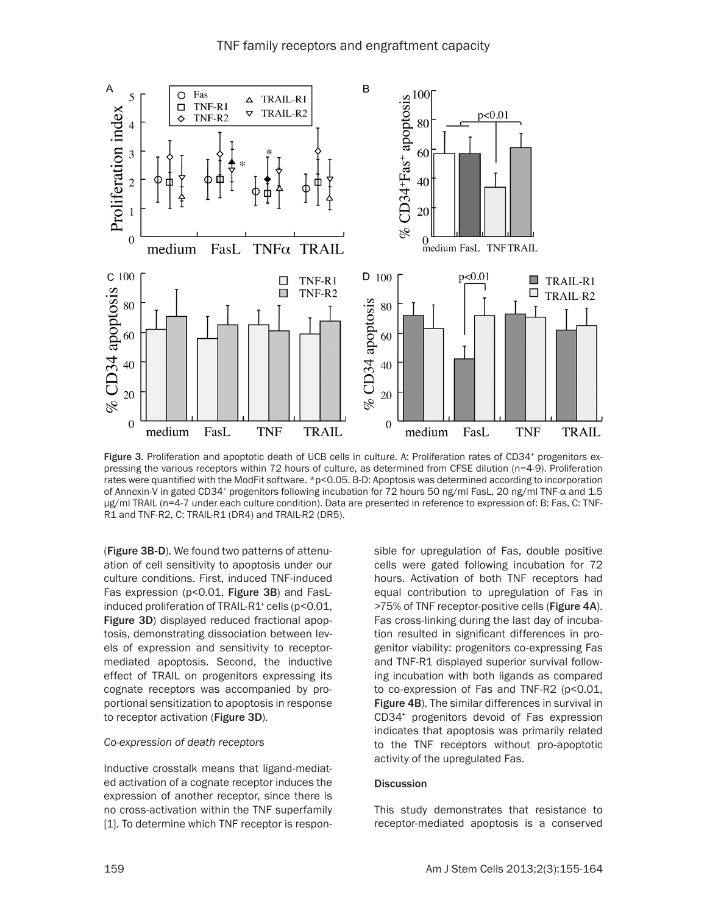A

Fas
TNF-R1
TNF-R2
TRAIL-R1
TRAIL-R2

Proliferation index

5
4
3
2
1
0

medium FasL TNFα TRAIL

B

% CD34+Fas+ apoptosis

100
80
60
40
20
0

p<0.01

medium FasL TNF TRAIL

C

% CD34 apoptosis

100
80
60
40
20
0

TNF-R1
TNF-R2

medium FasL TNF TRAIL

D

% CD34 apoptosis

100
80
60
40
20
0

p<0.01

TRAIL-R1
TRAIL-R2

medium FasL TNF TRAIL

Figure 3. Proliferation and apoptotic death of UCB cells in culture. A: Proliferation rates of CD34+ progenitors expressing the various receptors within 72 hours of culture, as determined from CFSE dilution (n=4-9). Proliferation rates were quantified with the ModFit software. *$p<0.05$. B-D: Apoptosis was determined according to incorporation of Annexin-V in gated CD34+ progenitors following incubation for 72 hours 50 ng/ml FasL, 20 ng/ml TNF-α and 1.5 μg/ml TRAIL (n=4-7 under each culture condition). Data are presented in reference to expression of: B: Fas, C: TNF-R1 and TNF-R2, C: TRAIL-R1 (DR4) and TRAIL-R2 (DR5).

(Figure 3B-D). We found two patterns of attenuation of cell sensitivity to apoptosis under our culture conditions. First, induced TNF-induced Fas expression ($p<0.01$, Figure 3B) and FasL-induced proliferation of TRAIL-R1+ cells ($p<0.01$, Figure 3D) displayed reduced fractional apoptosis, demonstrating dissociation between levels of expression and sensitivity to receptor-mediated apoptosis. Second, the inductive effect of TRAIL on progenitors expressing its cognate receptors was accompanied by proportional sensitization to apoptosis in response to receptor activation (Figure 3D).

*Co-expression of death receptors*

Inductive crosstalk means that ligand-mediated activation of a cognate receptor induces the expression of another receptor, since there is no cross-activation within the TNF superfamily [1]. To determine which TNF receptor is responsible for upregulation of Fas, double positive cells were gated following incubation for 72 hours. Activation of both TNF receptors had equal contribution to upregulation of Fas in >75% of TNF receptor-positive cells (Figure 4A). Fas cross-linking during the last day of incubation resulted in significant differences in progenitor viability: progenitors co-expressing Fas and TNF-R1 displayed superior survival following incubation with both ligands as compared to co-expression of Fas and TNF-R2 ($p<0.01$, Figure 4B). The similar differences in survival in CD34+ progenitors devoid of Fas expression indicates that apoptosis was primarily related to the TNF receptors without pro-apoptotic activity of the upregulated Fas.

## Discussion

This study demonstrates that resistance to receptor-mediated apoptosis is a conserved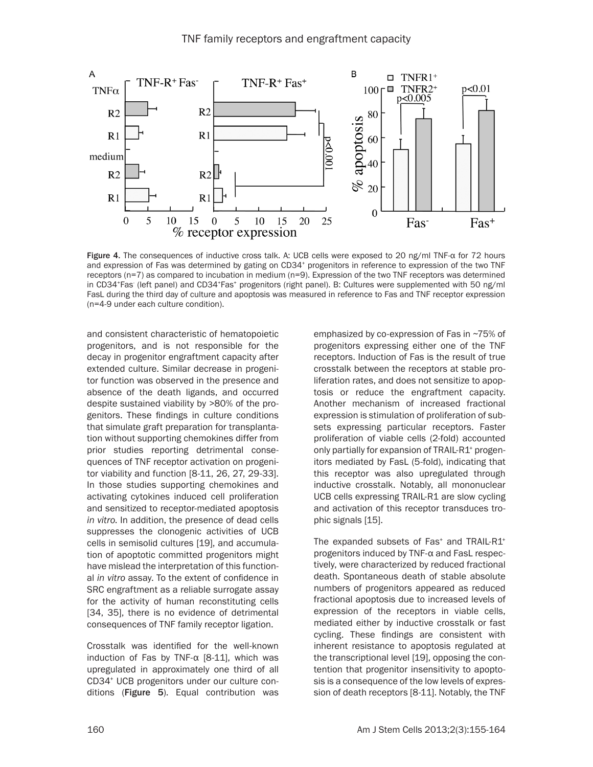A

TNF-R$^+$ Fas$^-$

TNF-R$^+$ Fas$^+$

TNFα

R2

R1

medium

R2

R1

0 5 10 15 0 5 10 15 20 25

% receptor expression

p<0.001

B

TNFR1$^+$

TNFR2$^+$

p<0.005

p<0.01

% apoptosis

0 20 40 60 80 100

Fas$^-$ Fas$^+$

Figure 4. The consequences of inductive cross talk. A: UCB cells were exposed to 20 ng/ml TNF-α for 72 hours and expression of Fas was determined by gating on CD34$^+$ progenitors in reference to expression of the two TNF receptors (n=7) as compared to incubation in medium (n=9). Expression of the two TNF receptors was determined in CD34$^+$Fas$^-$ (left panel) and CD34$^+$Fas$^+$ progenitors (right panel). B: Cultures were supplemented with 50 ng/ml FasL during the third day of culture and apoptosis was measured in reference to Fas and TNF receptor expression (n=4-9 under each culture condition).

and consistent characteristic of hematopoietic progenitors, and is not responsible for the decay in progenitor engraftment capacity after extended culture. Similar decrease in progenitor function was observed in the presence and absence of the death ligands, and occurred despite sustained viability by >80% of the progenitors. These findings in culture conditions that simulate graft preparation for transplantation without supporting chemokines differ from prior studies reporting detrimental consequences of TNF receptor activation on progenitor viability and function [8-11, 26, 27, 29-33]. In those studies supporting chemokines and activating cytokines induced cell proliferation and sensitized to receptor-mediated apoptosis *in vitro*. In addition, the presence of dead cells suppresses the clonogenic activities of UCB cells in semisolid cultures [19], and accumulation of apoptotic committed progenitors might have mislead the interpretation of this functional *in vitro* assay. To the extent of confidence in SRC engraftment as a reliable surrogate assay for the activity of human reconstituting cells [34, 35], there is no evidence of detrimental consequences of TNF family receptor ligation.

Crosstalk was identified for the well-known induction of Fas by TNF-α [8-11], which was upregulated in approximately one third of all CD34$^+$ UCB progenitors under our culture conditions (**Figure 5**). Equal contribution was emphasized by co-expression of Fas in ~75% of progenitors expressing either one of the TNF receptors. Induction of Fas is the result of true crosstalk between the receptors at stable proliferation rates, and does not sensitize to apoptosis or reduce the engraftment capacity. Another mechanism of increased fractional expression is stimulation of proliferation of subsets expressing particular receptors. Faster proliferation of viable cells (2-fold) accounted only partially for expansion of TRAIL-R1$^+$ progenitors mediated by FasL (5-fold), indicating that this receptor was also upregulated through inductive crosstalk. Notably, all mononuclear UCB cells expressing TRAIL-R1 are slow cycling and activation of this receptor transduces trophic signals [15].

The expanded subsets of Fas$^+$ and TRAIL-R1$^+$ progenitors induced by TNF-α and FasL respectively, were characterized by reduced fractional death. Spontaneous death of stable absolute numbers of progenitors appeared as reduced fractional apoptosis due to increased levels of expression of the receptors in viable cells, mediated either by inductive crosstalk or fast cycling. These findings are consistent with inherent resistance to apoptosis regulated at the transcriptional level [19], opposing the contention that progenitor insensitivity to apoptosis is a consequence of the low levels of expression of death receptors [8-11]. Notably, the TNF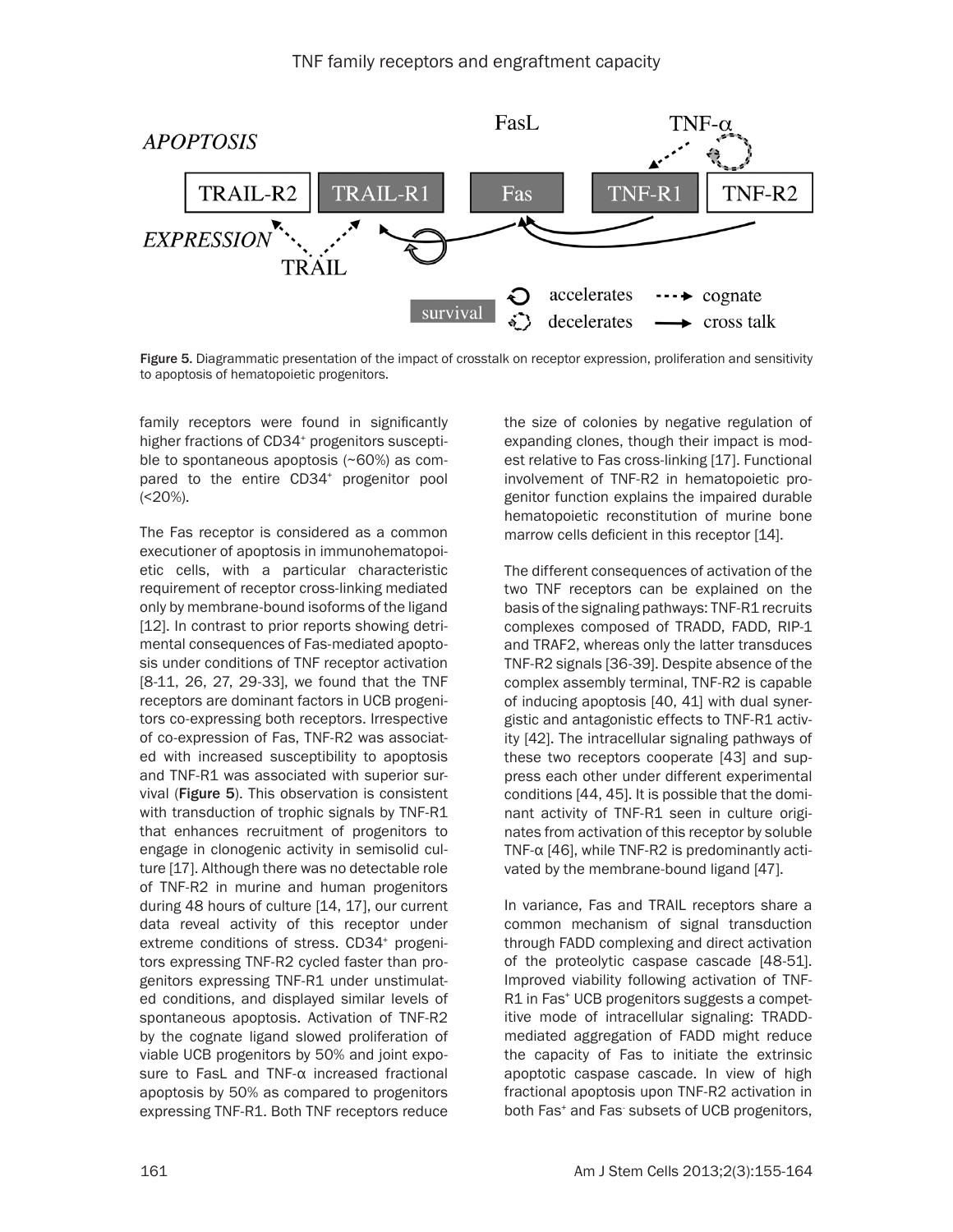APOPTOSIS

FasL

TNF-α

TRAIL-R2

TRAIL-R1

Fas

TNF-R1

TNF-R2

EXPRESSION

TRAIL

survival

accelerates

decelerates

cognate

cross talk

Figure 5. Diagrammatic presentation of the impact of crosstalk on receptor expression, proliferation and sensitivity to apoptosis of hematopoietic progenitors.

family receptors were found in significantly higher fractions of CD34$^+$ progenitors susceptible to spontaneous apoptosis (~60%) as compared to the entire CD34$^+$ progenitor pool (<20%).

The Fas receptor is considered as a common executioner of apoptosis in immunohematopoietic cells, with a particular characteristic requirement of receptor cross-linking mediated only by membrane-bound isoforms of the ligand [12]. In contrast to prior reports showing detrimental consequences of Fas-mediated apoptosis under conditions of TNF receptor activation [8-11, 26, 27, 29-33], we found that the TNF receptors are dominant factors in UCB progenitors co-expressing both receptors. Irrespective of co-expression of Fas, TNF-R2 was associated with increased susceptibility to apoptosis and TNF-R1 was associated with superior survival (**Figure 5**). This observation is consistent with transduction of trophic signals by TNF-R1 that enhances recruitment of progenitors to engage in clonogenic activity in semisolid culture [17]. Although there was no detectable role of TNF-R2 in murine and human progenitors during 48 hours of culture [14, 17], our current data reveal activity of this receptor under extreme conditions of stress. CD34$^+$ progenitors expressing TNF-R2 cycled faster than progenitors expressing TNF-R1 under unstimulated conditions, and displayed similar levels of spontaneous apoptosis. Activation of TNF-R2 by the cognate ligand slowed proliferation of viable UCB progenitors by 50% and joint exposure to FasL and TNF-α increased fractional apoptosis by 50% as compared to progenitors expressing TNF-R1. Both TNF receptors reduce the size of colonies by negative regulation of expanding clones, though their impact is modest relative to Fas cross-linking [17]. Functional involvement of TNF-R2 in hematopoietic progenitor function explains the impaired durable hematopoietic reconstitution of murine bone marrow cells deficient in this receptor [14].

The different consequences of activation of the two TNF receptors can be explained on the basis of the signaling pathways: TNF-R1 recruits complexes composed of TRADD, FADD, RIP-1 and TRAF2, whereas only the latter transduces TNF-R2 signals [36-39]. Despite absence of the complex assembly terminal, TNF-R2 is capable of inducing apoptosis [40, 41] with dual synergistic and antagonistic effects to TNF-R1 activity [42]. The intracellular signaling pathways of these two receptors cooperate [43] and suppress each other under different experimental conditions [44, 45]. It is possible that the dominant activity of TNF-R1 seen in culture originates from activation of this receptor by soluble TNF-α [46], while TNF-R2 is predominantly activated by the membrane-bound ligand [47].

In variance, Fas and TRAIL receptors share a common mechanism of signal transduction through FADD complexing and direct activation of the proteolytic caspase cascade [48-51]. Improved viability following activation of TNF-R1 in Fas$^+$ UCB progenitors suggests a competitive mode of intracellular signaling: TRADD-mediated aggregation of FADD might reduce the capacity of Fas to initiate the extrinsic apoptotic caspase cascade. In view of high fractional apoptosis upon TNF-R2 activation in both Fas$^+$ and Fas$^-$ subsets of UCB progenitors,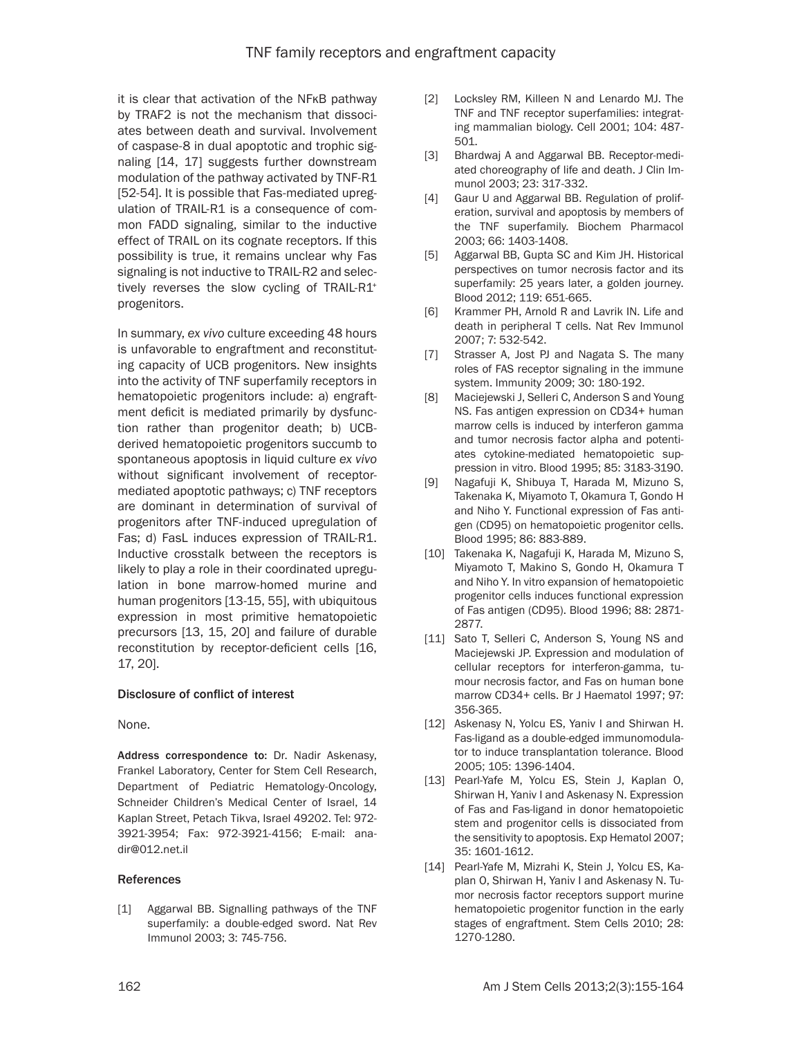it is clear that activation of the NFκB pathway by TRAF2 is not the mechanism that dissociates between death and survival. Involvement of caspase-8 in dual apoptotic and trophic signaling [14, 17] suggests further downstream modulation of the pathway activated by TNF-R1 [52-54]. It is possible that Fas-mediated upregulation of TRAIL-R1 is a consequence of common FADD signaling, similar to the inductive effect of TRAIL on its cognate receptors. If this possibility is true, it remains unclear why Fas signaling is not inductive to TRAIL-R2 and selectively reverses the slow cycling of TRAIL-R1$^+$ progenitors.

In summary, *ex vivo* culture exceeding 48 hours is unfavorable to engraftment and reconstituting capacity of UCB progenitors. New insights into the activity of TNF superfamily receptors in hematopoietic progenitors include: a) engraftment deficit is mediated primarily by dysfunction rather than progenitor death; b) UCB-derived hematopoietic progenitors succumb to spontaneous apoptosis in liquid culture *ex vivo* without significant involvement of receptor-mediated apoptotic pathways; c) TNF receptors are dominant in determination of survival of progenitors after TNF-induced upregulation of Fas; d) FasL induces expression of TRAIL-R1. Inductive crosstalk between the receptors is likely to play a role in their coordinated upregulation in bone marrow-homed murine and human progenitors [13-15, 55], with ubiquitous expression in most primitive hematopoietic precursors [13, 15, 20] and failure of durable reconstitution by receptor-deficient cells [16, 17, 20].

### Disclosure of conflict of interest

None.

**Address correspondence to:** Dr. Nadir Askenasy, Frankel Laboratory, Center for Stem Cell Research, Department of Pediatric Hematology-Oncology, Schneider Children's Medical Center of Israel, 14 Kaplan Street, Petach Tikva, Israel 49202. Tel: 972-3921-3954; Fax: 972-3921-4156; E-mail: anadir@012.net.il

### References

[1] Aggarwal BB. Signalling pathways of the TNF superfamily: a double-edged sword. Nat Rev Immunol 2003; 3: 745-756.

[2] Locksley RM, Killeen N and Lenardo MJ. The TNF and TNF receptor superfamilies: integrating mammalian biology. Cell 2001; 104: 487-501.

[3] Bhardwaj A and Aggarwal BB. Receptor-mediated choreography of life and death. J Clin Immunol 2003; 23: 317-332.

[4] Gaur U and Aggarwal BB. Regulation of proliferation, survival and apoptosis by members of the TNF superfamily. Biochem Pharmacol 2003; 66: 1403-1408.

[5] Aggarwal BB, Gupta SC and Kim JH. Historical perspectives on tumor necrosis factor and its superfamily: 25 years later, a golden journey. Blood 2012; 119: 651-665.

[6] Krammer PH, Arnold R and Lavrik IN. Life and death in peripheral T cells. Nat Rev Immunol 2007; 7: 532-542.

[7] Strasser A, Jost PJ and Nagata S. The many roles of FAS receptor signaling in the immune system. Immunity 2009; 30: 180-192.

[8] Maciejewski J, Selleri C, Anderson S and Young NS. Fas antigen expression on CD34+ human marrow cells is induced by interferon gamma and tumor necrosis factor alpha and potentiates cytokine-mediated hematopoietic suppression in vitro. Blood 1995; 85: 3183-3190.

[9] Nagafuji K, Shibuya T, Harada M, Mizuno S, Takenaka K, Miyamoto T, Okamura T, Gondo H and Niho Y. Functional expression of Fas antigen (CD95) on hematopoietic progenitor cells. Blood 1995; 86: 883-889.

[10] Takenaka K, Nagafuji K, Harada M, Mizuno S, Miyamoto T, Makino S, Gondo H, Okamura T and Niho Y. In vitro expansion of hematopoietic progenitor cells induces functional expression of Fas antigen (CD95). Blood 1996; 88: 2871-2877.

[11] Sato T, Selleri C, Anderson S, Young NS and Maciejewski JP. Expression and modulation of cellular receptors for interferon-gamma, tumour necrosis factor, and Fas on human bone marrow CD34+ cells. Br J Haematol 1997; 97: 356-365.

[12] Askenasy N, Yolcu ES, Yaniv I and Shirwan H. Fas-ligand as a double-edged immunomodulator to induce transplantation tolerance. Blood 2005; 105: 1396-1404.

[13] Pearl-Yafe M, Yolcu ES, Stein J, Kaplan O, Shirwan H, Yaniv I and Askenasy N. Expression of Fas and Fas-ligand in donor hematopoietic stem and progenitor cells is dissociated from the sensitivity to apoptosis. Exp Hematol 2007; 35: 1601-1612.

[14] Pearl-Yafe M, Mizrahi K, Stein J, Yolcu ES, Kaplan O, Shirwan H, Yaniv I and Askenasy N. Tumor necrosis factor receptors support murine hematopoietic progenitor function in the early stages of engraftment. Stem Cells 2010; 28: 1270-1280.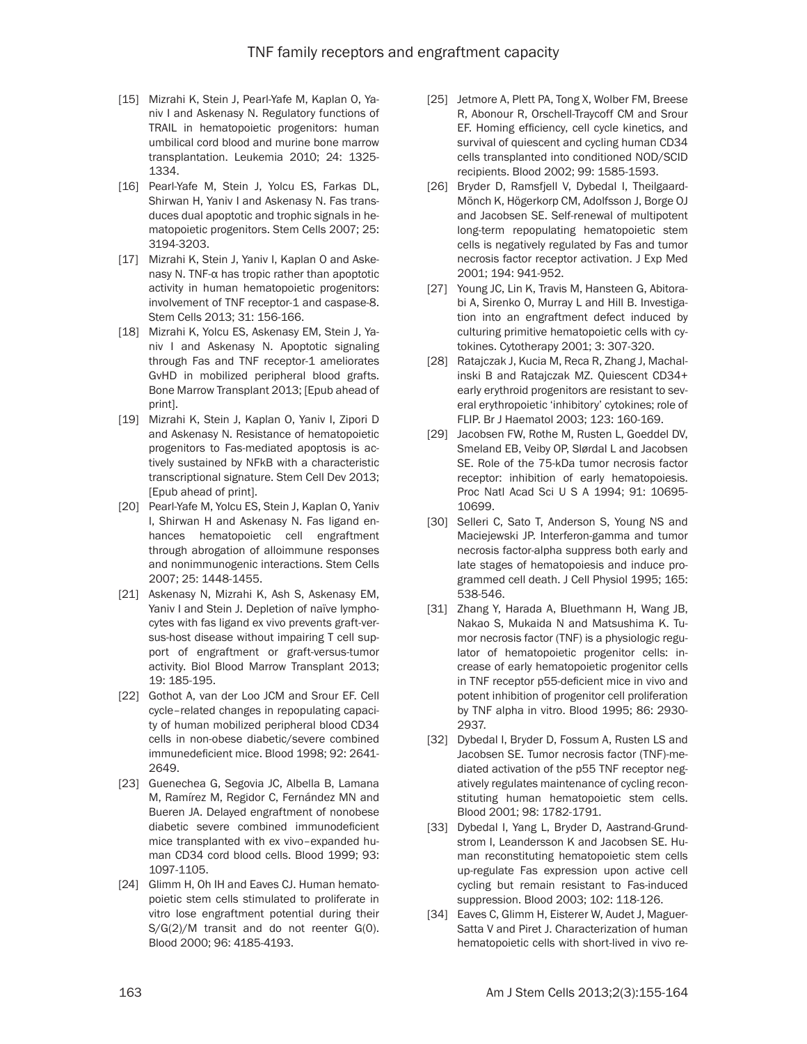[15] Mizrahi K, Stein J, Pearl-Yafe M, Kaplan O, Yaniv I and Askenasy N. Regulatory functions of TRAIL in hematopoietic progenitors: human umbilical cord blood and murine bone marrow transplantation. Leukemia 2010; 24: 1325-1334.

[16] Pearl-Yafe M, Stein J, Yolcu ES, Farkas DL, Shirwan H, Yaniv I and Askenasy N. Fas transduces dual apoptotic and trophic signals in hematopoietic progenitors. Stem Cells 2007; 25: 3194-3203.

[17] Mizrahi K, Stein J, Yaniv I, Kaplan O and Askenasy N. TNF-α has tropic rather than apoptotic activity in human hematopoietic progenitors: involvement of TNF receptor-1 and caspase-8. Stem Cells 2013; 31: 156-166.

[18] Mizrahi K, Yolcu ES, Askenasy EM, Stein J, Yaniv I and Askenasy N. Apoptotic signaling through Fas and TNF receptor-1 ameliorates GvHD in mobilized peripheral blood grafts. Bone Marrow Transplant 2013; [Epub ahead of print].

[19] Mizrahi K, Stein J, Kaplan O, Yaniv I, Zipori D and Askenasy N. Resistance of hematopoietic progenitors to Fas-mediated apoptosis is actively sustained by NFkB with a characteristic transcriptional signature. Stem Cell Dev 2013; [Epub ahead of print].

[20] Pearl-Yafe M, Yolcu ES, Stein J, Kaplan O, Yaniv I, Shirwan H and Askenasy N. Fas ligand enhances hematopoietic cell engraftment through abrogation of alloimmune responses and nonimmunogenic interactions. Stem Cells 2007; 25: 1448-1455.

[21] Askenasy N, Mizrahi K, Ash S, Askenasy EM, Yaniv I and Stein J. Depletion of naïve lymphocytes with fas ligand ex vivo prevents graft-versus-host disease without impairing T cell support of engraftment or graft-versus-tumor activity. Biol Blood Marrow Transplant 2013; 19: 185-195.

[22] Gothot A, van der Loo JCM and Srour EF. Cell cycle–related changes in repopulating capacity of human mobilized peripheral blood CD34 cells in non-obese diabetic/severe combined immunedeficient mice. Blood 1998; 92: 2641-2649.

[23] Guenechea G, Segovia JC, Albella B, Lamana M, Ramírez M, Regidor C, Fernández MN and Bueren JA. Delayed engraftment of nonobese diabetic severe combined immunodeficient mice transplanted with ex vivo–expanded human CD34 cord blood cells. Blood 1999; 93: 1097-1105.

[24] Glimm H, Oh IH and Eaves CJ. Human hematopoietic stem cells stimulated to proliferate in vitro lose engraftment potential during their S/G(2)/M transit and do not reenter G(0). Blood 2000; 96: 4185-4193.

[25] Jetmore A, Plett PA, Tong X, Wolber FM, Breese R, Abonour R, Orschell-Traycoff CM and Srour EF. Homing efficiency, cell cycle kinetics, and survival of quiescent and cycling human CD34 cells transplanted into conditioned NOD/SCID recipients. Blood 2002; 99: 1585-1593.

[26] Bryder D, Ramsfjell V, Dybedal I, Theilgaard-Mönch K, Högerkorp CM, Adolfsson J, Borge OJ and Jacobsen SE. Self-renewal of multipotent long-term repopulating hematopoietic stem cells is negatively regulated by Fas and tumor necrosis factor receptor activation. J Exp Med 2001; 194: 941-952.

[27] Young JC, Lin K, Travis M, Hansteen G, Abitorabi A, Sirenko O, Murray L and Hill B. Investigation into an engraftment defect induced by culturing primitive hematopoietic cells with cytokines. Cytotherapy 2001; 3: 307-320.

[28] Ratajczak J, Kucia M, Reca R, Zhang J, Machalinski B and Ratajczak MZ. Quiescent CD34+ early erythroid progenitors are resistant to several erythropoietic 'inhibitory' cytokines; role of FLIP. Br J Haematol 2003; 123: 160-169.

[29] Jacobsen FW, Rothe M, Rusten L, Goeddel DV, Smeland EB, Veiby OP, Slørdal L and Jacobsen SE. Role of the 75-kDa tumor necrosis factor receptor: inhibition of early hematopoiesis. Proc Natl Acad Sci U S A 1994; 91: 10695-10699.

[30] Selleri C, Sato T, Anderson S, Young NS and Maciejewski JP. Interferon-gamma and tumor necrosis factor-alpha suppress both early and late stages of hematopoiesis and induce programmed cell death. J Cell Physiol 1995; 165: 538-546.

[31] Zhang Y, Harada A, Bluethmann H, Wang JB, Nakao S, Mukaida N and Matsushima K. Tumor necrosis factor (TNF) is a physiologic regulator of hematopoietic progenitor cells: increase of early hematopoietic progenitor cells in TNF receptor p55-deficient mice in vivo and potent inhibition of progenitor cell proliferation by TNF alpha in vitro. Blood 1995; 86: 2930-2937.

[32] Dybedal I, Bryder D, Fossum A, Rusten LS and Jacobsen SE. Tumor necrosis factor (TNF)-mediated activation of the p55 TNF receptor negatively regulates maintenance of cycling reconstituting human hematopoietic stem cells. Blood 2001; 98: 1782-1791.

[33] Dybedal I, Yang L, Bryder D, Aastrand-Grundstrom I, Leandersson K and Jacobsen SE. Human reconstituting hematopoietic stem cells up-regulate Fas expression upon active cell cycling but remain resistant to Fas-induced suppression. Blood 2003; 102: 118-126.

[34] Eaves C, Glimm H, Eisterer W, Audet J, Maguer-Satta V and Piret J. Characterization of human hematopoietic cells with short-lived in vivo re-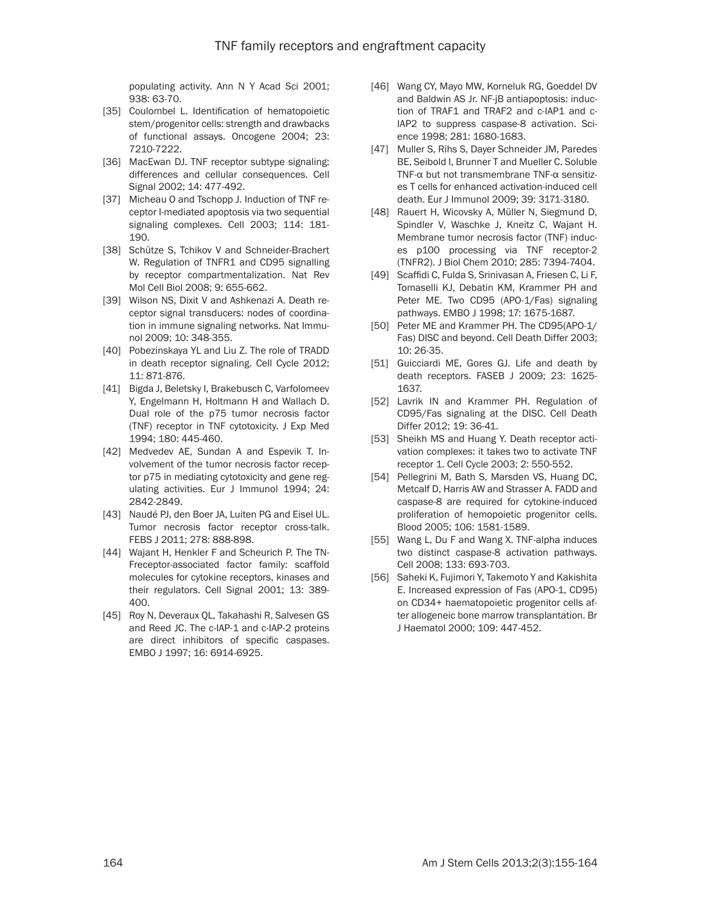populating activity. Ann N Y Acad Sci 2001; 938: 63-70.

[35] Coulombel L. Identification of hematopoietic stem/progenitor cells: strength and drawbacks of functional assays. Oncogene 2004; 23: 7210-7222.

[36] MacEwan DJ. TNF receptor subtype signaling: differences and cellular consequences. Cell Signal 2002; 14: 477-492.

[37] Micheau O and Tschopp J. Induction of TNF receptor I-mediated apoptosis via two sequential signaling complexes. Cell 2003; 114: 181-190.

[38] Schütze S, Tchikov V and Schneider-Brachert W. Regulation of TNFR1 and CD95 signalling by receptor compartmentalization. Nat Rev Mol Cell Biol 2008; 9: 655-662.

[39] Wilson NS, Dixit V and Ashkenazi A. Death receptor signal transducers: nodes of coordination in immune signaling networks. Nat Immunol 2009; 10: 348-355.

[40] Pobezinskaya YL and Liu Z. The role of TRADD in death receptor signaling. Cell Cycle 2012; 11: 871-876.

[41] Bigda J, Beletsky I, Brakebusch C, Varfolomeev Y, Engelmann H, Holtmann H and Wallach D. Dual role of the p75 tumor necrosis factor (TNF) receptor in TNF cytotoxicity. J Exp Med 1994; 180: 445-460.

[42] Medvedev AE, Sundan A and Espevik T. Involvement of the tumor necrosis factor receptor p75 in mediating cytotoxicity and gene regulating activities. Eur J Immunol 1994; 24: 2842-2849.

[43] Naudé PJ, den Boer JA, Luiten PG and Eisel UL. Tumor necrosis factor receptor cross-talk. FEBS J 2011; 278: 888-898.

[44] Wajant H, Henkler F and Scheurich P. The TNFreceptor-associated factor family: scaffold molecules for cytokine receptors, kinases and their regulators. Cell Signal 2001; 13: 389-400.

[45] Roy N, Deveraux QL, Takahashi R, Salvesen GS and Reed JC. The c-IAP-1 and c-IAP-2 proteins are direct inhibitors of specific caspases. EMBO J 1997; 16: 6914-6925.

[46] Wang CY, Mayo MW, Korneluk RG, Goeddel DV and Baldwin AS Jr. NF-jB antiapoptosis: induction of TRAF1 and TRAF2 and c-IAP1 and c-IAP2 to suppress caspase-8 activation. Science 1998; 281: 1680-1683.

[47] Muller S, Rihs S, Dayer Schneider JM, Paredes BE, Seibold I, Brunner T and Mueller C. Soluble TNF-α but not transmembrane TNF-α sensitizes T cells for enhanced activation-induced cell death. Eur J Immunol 2009; 39: 3171-3180.

[48] Rauert H, Wicovsky A, Müller N, Siegmund D, Spindler V, Waschke J, Kneitz C, Wajant H. Membrane tumor necrosis factor (TNF) induces p100 processing via TNF receptor-2 (TNFR2). J Biol Chem 2010; 285: 7394-7404.

[49] Scaffidi C, Fulda S, Srinivasan A, Friesen C, Li F, Tomaselli KJ, Debatin KM, Krammer PH and Peter ME. Two CD95 (APO-1/Fas) signaling pathways. EMBO J 1998; 17: 1675-1687.

[50] Peter ME and Krammer PH. The CD95(APO-1/Fas) DISC and beyond. Cell Death Differ 2003; 10: 26-35.

[51] Guicciardi ME, Gores GJ. Life and death by death receptors. FASEB J 2009; 23: 1625-1637.

[52] Lavrik IN and Krammer PH. Regulation of CD95/Fas signaling at the DISC. Cell Death Differ 2012; 19: 36-41.

[53] Sheikh MS and Huang Y. Death receptor activation complexes: it takes two to activate TNF receptor 1. Cell Cycle 2003; 2: 550-552.

[54] Pellegrini M, Bath S, Marsden VS, Huang DC, Metcalf D, Harris AW and Strasser A. FADD and caspase-8 are required for cytokine-induced proliferation of hemopoietic progenitor cells. Blood 2005; 106: 1581-1589.

[55] Wang L, Du F and Wang X. TNF-alpha induces two distinct caspase-8 activation pathways. Cell 2008; 133: 693-703.

[56] Saheki K, Fujimori Y, Takemoto Y and Kakishita E. Increased expression of Fas (APO-1, CD95) on CD34+ haematopoietic progenitor cells after allogeneic bone marrow transplantation. Br J Haematol 2000; 109: 447-452.